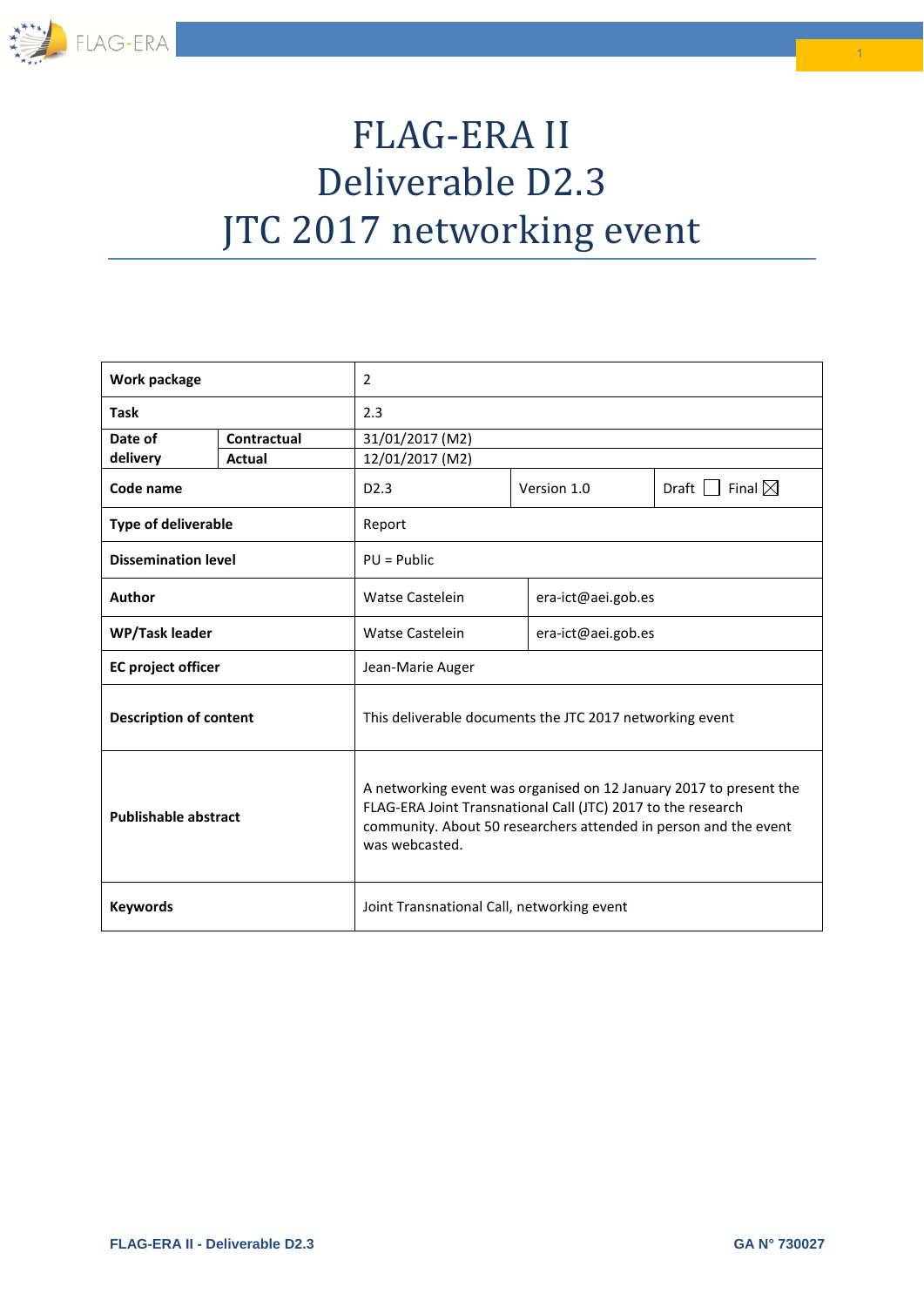# FLAG-ERA II
# Deliverable D2.3
# JTC 2017 networking event

| | | | | |
|---|---|---|---|---|
| **Work package** | | 2 | | |
| **Task** | | 2.3 | | |
| **Date of delivery** | **Contractual** | 31/01/2017 (M2) | | |
| | **Actual** | 12/01/2017 (M2) | | |
| **Code name** | | D2.3 | Version 1.0 | Draft ☐ Final ☒ |
| **Type of deliverable** | | Report | | |
| **Dissemination level** | | PU = Public | | |
| **Author** | | Watse Castelein | era-ict@aei.gob.es | |
| **WP/Task leader** | | Watse Castelein | era-ict@aei.gob.es | |
| **EC project officer** | | Jean-Marie Auger | | |
| **Description of content** | | This deliverable documents the JTC 2017 networking event | | |
| **Publishable abstract** | | A networking event was organised on 12 January 2017 to present the FLAG-ERA Joint Transnational Call (JTC) 2017 to the research community. About 50 researchers attended in person and the event was webcasted. | | |
| **Keywords** | | Joint Transnational Call, networking event | | |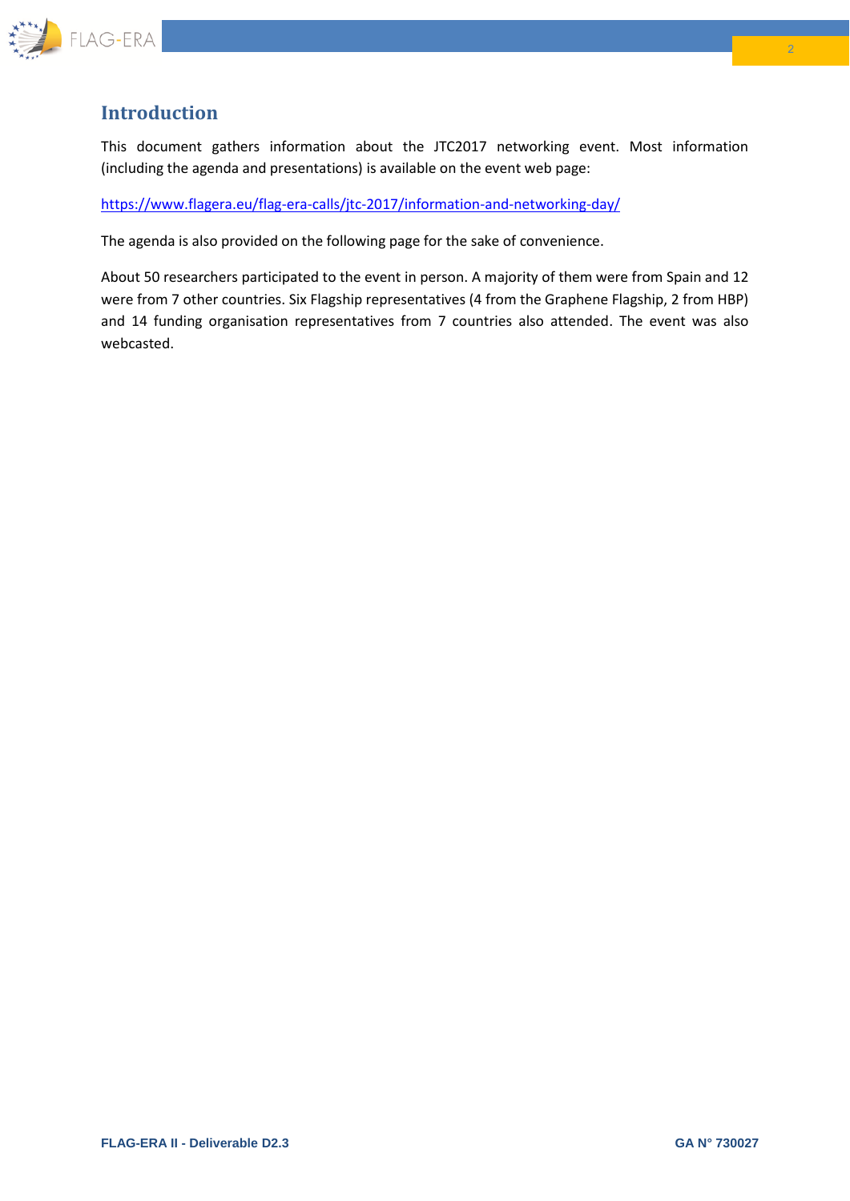# Introduction

This document gathers information about the JTC2017 networking event. Most information (including the agenda and presentations) is available on the event web page:

https://www.flagera.eu/flag-era-calls/jtc-2017/information-and-networking-day/

The agenda is also provided on the following page for the sake of convenience.

About 50 researchers participated to the event in person. A majority of them were from Spain and 12 were from 7 other countries. Six Flagship representatives (4 from the Graphene Flagship, 2 from HBP) and 14 funding organisation representatives from 7 countries also attended. The event was also webcasted.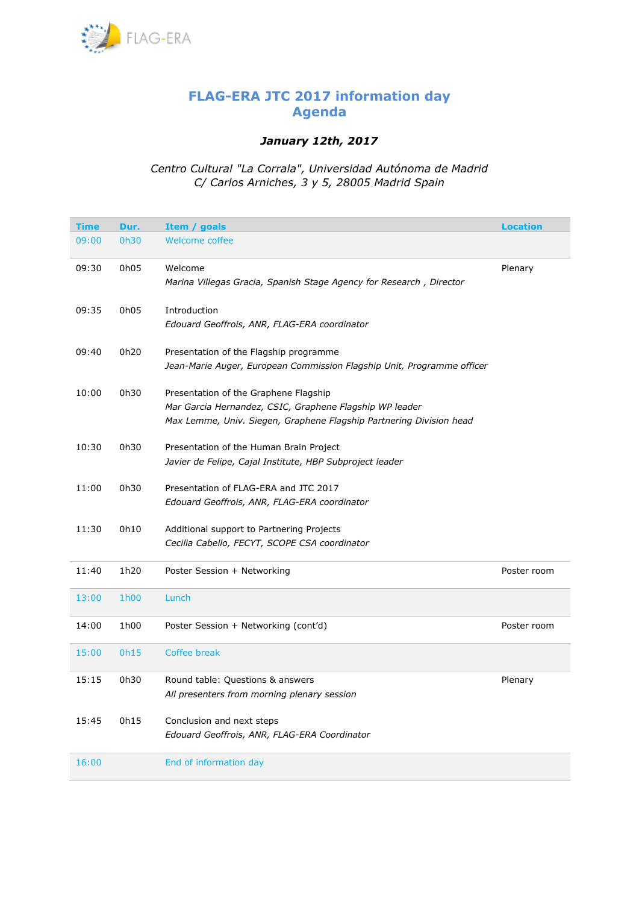FLAG-ERA

# FLAG-ERA JTC 2017 information day
# Agenda

***January 12th, 2017***

*Centro Cultural "La Corrala", Universidad Autónoma de Madrid*
*C/ Carlos Arniches, 3 y 5, 28005 Madrid Spain*

| Time | Dur. | Item / goals | Location |
|---|---|---|---|
| 09:00 | 0h30 | Welcome coffee | |
| 09:30 | 0h05 | Welcome<br>*Marina Villegas Gracia, Spanish Stage Agency for Research , Director* | Plenary |
| 09:35 | 0h05 | Introduction<br>*Edouard Geoffrois, ANR, FLAG-ERA coordinator* | |
| 09:40 | 0h20 | Presentation of the Flagship programme<br>*Jean-Marie Auger, European Commission Flagship Unit, Programme officer* | |
| 10:00 | 0h30 | Presentation of the Graphene Flagship<br>*Mar Garcia Hernandez, CSIC, Graphene Flagship WP leader*<br>*Max Lemme, Univ. Siegen, Graphene Flagship Partnering Division head* | |
| 10:30 | 0h30 | Presentation of the Human Brain Project<br>*Javier de Felipe, Cajal Institute, HBP Subproject leader* | |
| 11:00 | 0h30 | Presentation of FLAG-ERA and JTC 2017<br>*Edouard Geoffrois, ANR, FLAG-ERA coordinator* | |
| 11:30 | 0h10 | Additional support to Partnering Projects<br>*Cecilia Cabello, FECYT, SCOPE CSA coordinator* | |
| 11:40 | 1h20 | Poster Session + Networking | Poster room |
| 13:00 | 1h00 | Lunch | |
| 14:00 | 1h00 | Poster Session + Networking (cont'd) | Poster room |
| 15:00 | 0h15 | Coffee break | |
| 15:15 | 0h30 | Round table: Questions & answers<br>*All presenters from morning plenary session* | Plenary |
| 15:45 | 0h15 | Conclusion and next steps<br>*Edouard Geoffrois, ANR, FLAG-ERA Coordinator* | |
| 16:00 | | End of information day | |